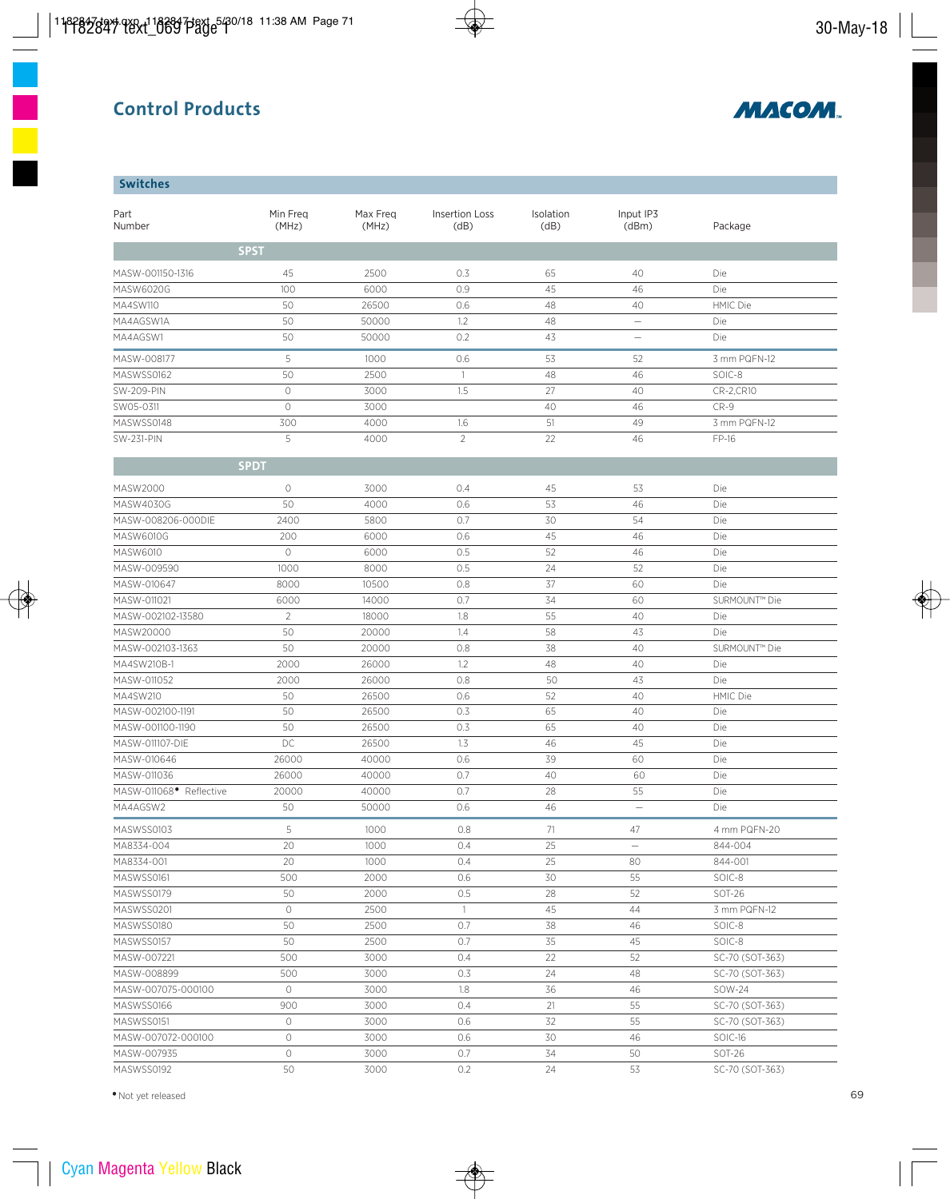# Control Products

## Switches

| Part Number | Min Freq (MHz) | Max Freq (MHz) | Insertion Loss (dB) | Isolation (dB) | Input IP3 (dBm) | Package |
|---|---|---|---|---|---|---|
| **SPST** | | | | | | |
| MASW-001150-1316 | 45 | 2500 | 0.3 | 65 | 40 | Die |
| MASW6020G | 100 | 6000 | 0.9 | 45 | 46 | Die |
| MA4SW110 | 50 | 26500 | 0.6 | 48 | 40 | HMIC Die |
| MA4AGSW1A | 50 | 50000 | 1.2 | 48 | — | Die |
| MA4AGSW1 | 50 | 50000 | 0.2 | 43 | — | Die |
| MASW-008177 | 5 | 1000 | 0.6 | 53 | 52 | 3 mm PQFN-12 |
| MASWSS0162 | 50 | 2500 | 1 | 48 | 46 | SOIC-8 |
| SW-209-PIN | 0 | 3000 | 1.5 | 27 | 40 | CR-2,CR10 |
| SW05-0311 | 0 | 3000 | | 40 | 46 | CR-9 |
| MASWSS0148 | 300 | 4000 | 1.6 | 51 | 49 | 3 mm PQFN-12 |
| SW-231-PIN | 5 | 4000 | 2 | 22 | 46 | FP-16 |
| **SPDT** | | | | | | |
| MASW2000 | 0 | 3000 | 0.4 | 45 | 53 | Die |
| MASW4030G | 50 | 4000 | 0.6 | 53 | 46 | Die |
| MASW-008206-000DIE | 2400 | 5800 | 0.7 | 30 | 54 | Die |
| MASW6010G | 200 | 6000 | 0.6 | 45 | 46 | Die |
| MASW6010 | 0 | 6000 | 0.5 | 52 | 46 | Die |
| MASW-009590 | 1000 | 8000 | 0.5 | 24 | 52 | Die |
| MASW-010647 | 8000 | 10500 | 0.8 | 37 | 60 | Die |
| MASW-011021 | 6000 | 14000 | 0.7 | 34 | 60 | SURMOUNT™ Die |
| MASW-002102-13580 | 2 | 18000 | 1.8 | 55 | 40 | Die |
| MASW20000 | 50 | 20000 | 1.4 | 58 | 43 | Die |
| MASW-002103-1363 | 50 | 20000 | 0.8 | 38 | 40 | SURMOUNT™ Die |
| MA4SW210B-1 | 2000 | 26000 | 1.2 | 48 | 40 | Die |
| MASW-011052 | 2000 | 26000 | 0.8 | 50 | 43 | Die |
| MA4SW210 | 50 | 26500 | 0.6 | 52 | 40 | HMIC Die |
| MASW-002100-1191 | 50 | 26500 | 0.3 | 65 | 40 | Die |
| MASW-001100-1190 | 50 | 26500 | 0.3 | 65 | 40 | Die |
| MASW-011107-DIE | DC | 26500 | 1.3 | 46 | 45 | Die |
| MASW-010646 | 26000 | 40000 | 0.6 | 39 | 60 | Die |
| MASW-011036 | 26000 | 40000 | 0.7 | 40 | 60 | Die |
| MASW-011068• Reflective | 20000 | 40000 | 0.7 | 28 | 55 | Die |
| MA4AGSW2 | 50 | 50000 | 0.6 | 46 | — | Die |
| MASWSS0103 | 5 | 1000 | 0.8 | 71 | 47 | 4 mm PQFN-20 |
| MA8334-004 | 20 | 1000 | 0.4 | 25 | — | 844-004 |
| MA8334-001 | 20 | 1000 | 0.4 | 25 | 80 | 844-001 |
| MASWSS0161 | 500 | 2000 | 0.6 | 30 | 55 | SOIC-8 |
| MASWSS0179 | 50 | 2000 | 0.5 | 28 | 52 | SOT-26 |
| MASWSS0201 | 0 | 2500 | 1 | 45 | 44 | 3 mm PQFN-12 |
| MASWSS0180 | 50 | 2500 | 0.7 | 38 | 46 | SOIC-8 |
| MASWSS0157 | 50 | 2500 | 0.7 | 35 | 45 | SOIC-8 |
| MASW-007221 | 500 | 3000 | 0.4 | 22 | 52 | SC-70 (SOT-363) |
| MASW-008899 | 500 | 3000 | 0.3 | 24 | 48 | SC-70 (SOT-363) |
| MASW-007075-000100 | 0 | 3000 | 1.8 | 36 | 46 | SOW-24 |
| MASWSS0166 | 900 | 3000 | 0.4 | 21 | 55 | SC-70 (SOT-363) |
| MASWSS0151 | 0 | 3000 | 0.6 | 32 | 55 | SC-70 (SOT-363) |
| MASW-007072-000100 | 0 | 3000 | 0.6 | 30 | 46 | SOIC-16 |
| MASW-007935 | 0 | 3000 | 0.7 | 34 | 50 | SOT-26 |
| MASWSS0192 | 50 | 3000 | 0.2 | 24 | 53 | SC-70 (SOT-363) |

• Not yet released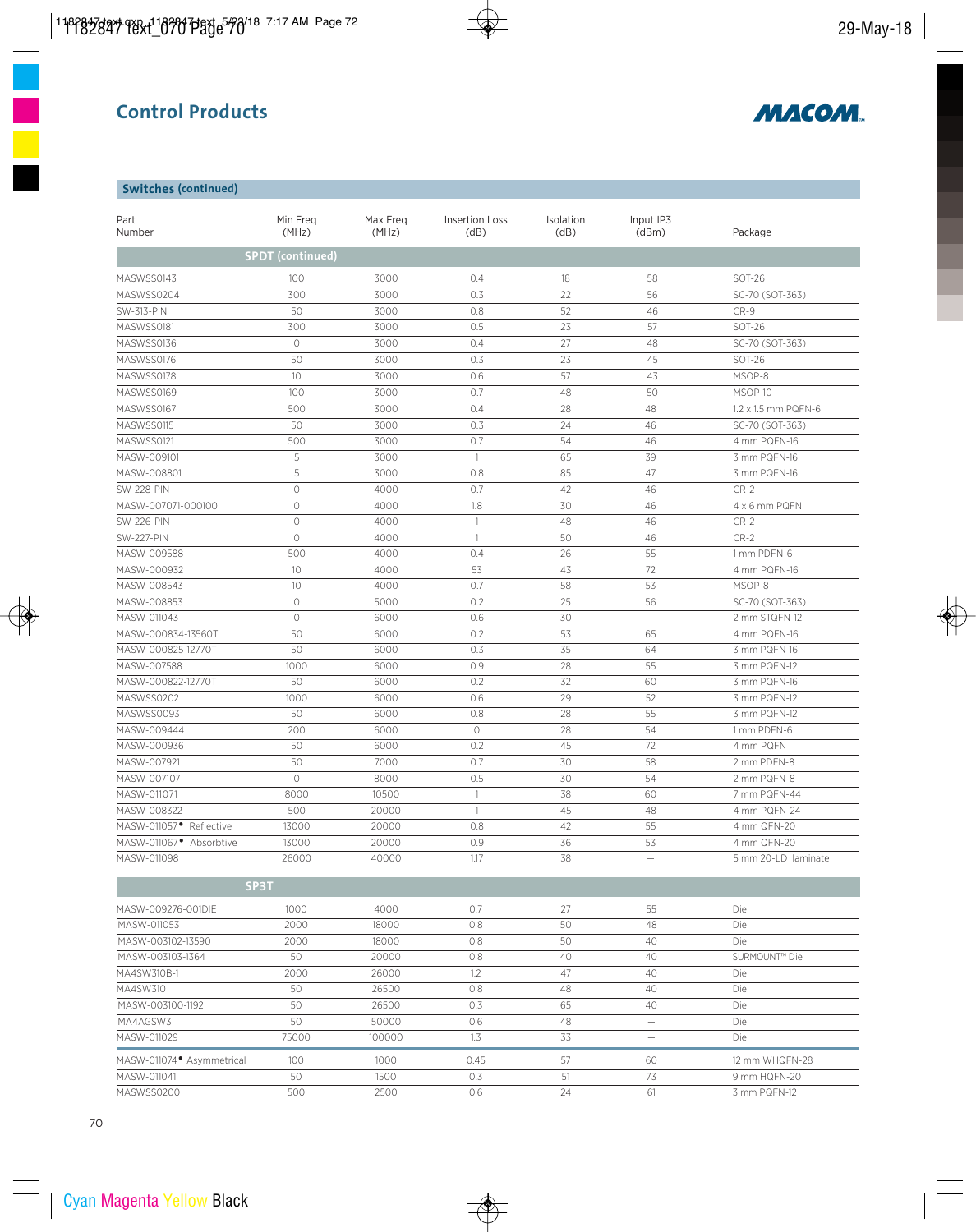## Control Products

### Switches (continued)

| Part Number | Min Freq (MHz) | Max Freq (MHz) | Insertion Loss (dB) | Isolation (dB) | Input IP3 (dBm) | Package |
|---|---|---|---|---|---|---|
| **SPDT (continued)** | | | | | | |
| MASWSS0143 | 100 | 3000 | 0.4 | 18 | 58 | SOT-26 |
| MASWSS0204 | 300 | 3000 | 0.3 | 22 | 56 | SC-70 (SOT-363) |
| SW-313-PIN | 50 | 3000 | 0.8 | 52 | 46 | CR-9 |
| MASWSS0181 | 300 | 3000 | 0.5 | 23 | 57 | SOT-26 |
| MASWSS0136 | 0 | 3000 | 0.4 | 27 | 48 | SC-70 (SOT-363) |
| MASWSS0176 | 50 | 3000 | 0.3 | 23 | 45 | SOT-26 |
| MASWSS0178 | 10 | 3000 | 0.6 | 57 | 43 | MSOP-8 |
| MASWSS0169 | 100 | 3000 | 0.7 | 48 | 50 | MSOP-10 |
| MASWSS0167 | 500 | 3000 | 0.4 | 28 | 48 | 1.2 x 1.5 mm PQFN-6 |
| MASWSS0115 | 50 | 3000 | 0.3 | 24 | 46 | SC-70 (SOT-363) |
| MASWSS0121 | 500 | 3000 | 0.7 | 54 | 46 | 4 mm PQFN-16 |
| MASW-009101 | 5 | 3000 | 1 | 65 | 39 | 3 mm PQFN-16 |
| MASW-008801 | 5 | 3000 | 0.8 | 85 | 47 | 3 mm PQFN-16 |
| SW-228-PIN | 0 | 4000 | 0.7 | 42 | 46 | CR-2 |
| MASW-007071-000100 | 0 | 4000 | 1.8 | 30 | 46 | 4 x 6 mm PQFN |
| SW-226-PIN | 0 | 4000 | 1 | 48 | 46 | CR-2 |
| SW-227-PIN | 0 | 4000 | 1 | 50 | 46 | CR-2 |
| MASW-009588 | 500 | 4000 | 0.4 | 26 | 55 | 1 mm PDFN-6 |
| MASW-000932 | 10 | 4000 | 53 | 43 | 72 | 4 mm PQFN-16 |
| MASW-008543 | 10 | 4000 | 0.7 | 58 | 53 | MSOP-8 |
| MASW-008853 | 0 | 5000 | 0.2 | 25 | 56 | SC-70 (SOT-363) |
| MASW-011043 | 0 | 6000 | 0.6 | 30 | – | 2 mm STQFN-12 |
| MASW-000834-13560T | 50 | 6000 | 0.2 | 53 | 65 | 4 mm PQFN-16 |
| MASW-000825-12770T | 50 | 6000 | 0.3 | 35 | 64 | 3 mm PQFN-16 |
| MASW-007588 | 1000 | 6000 | 0.9 | 28 | 55 | 3 mm PQFN-12 |
| MASW-000822-12770T | 50 | 6000 | 0.2 | 32 | 60 | 3 mm PQFN-16 |
| MASWSS0202 | 1000 | 6000 | 0.6 | 29 | 52 | 3 mm PQFN-12 |
| MASWSS0093 | 50 | 6000 | 0.8 | 28 | 55 | 3 mm PQFN-12 |
| MASW-009444 | 200 | 6000 | 0 | 28 | 54 | 1 mm PDFN-6 |
| MASW-000936 | 50 | 6000 | 0.2 | 45 | 72 | 4 mm PQFN |
| MASW-007921 | 50 | 7000 | 0.7 | 30 | 58 | 2 mm PDFN-8 |
| MASW-007107 | 0 | 8000 | 0.5 | 30 | 54 | 2 mm PQFN-8 |
| MASW-011071 | 8000 | 10500 | 1 | 38 | 60 | 7 mm PQFN-44 |
| MASW-008322 | 500 | 20000 | 1 | 45 | 48 | 4 mm PQFN-24 |
| MASW-011057• Reflective | 13000 | 20000 | 0.8 | 42 | 55 | 4 mm QFN-20 |
| MASW-011067• Absorbtive | 13000 | 20000 | 0.9 | 36 | 53 | 4 mm QFN-20 |
| MASW-011098 | 26000 | 40000 | 1.17 | 38 | – | 5 mm 20-LD laminate |
| **SP3T** | | | | | | |
| MASW-009276-001DIE | 1000 | 4000 | 0.7 | 27 | 55 | Die |
| MASW-011053 | 2000 | 18000 | 0.8 | 50 | 48 | Die |
| MASW-003102-13590 | 2000 | 18000 | 0.8 | 50 | 40 | Die |
| MASW-003103-1364 | 50 | 20000 | 0.8 | 40 | 40 | SURMOUNT™ Die |
| MA4SW310B-1 | 2000 | 26000 | 1.2 | 47 | 40 | Die |
| MA4SW310 | 50 | 26500 | 0.8 | 48 | 40 | Die |
| MASW-003100-1192 | 50 | 26500 | 0.3 | 65 | 40 | Die |
| MA4AGSW3 | 50 | 50000 | 0.6 | 48 | – | Die |
| MASW-011029 | 75000 | 100000 | 1.3 | 33 | – | Die |
| MASW-011074• Asymmetrical | 100 | 1000 | 0.45 | 57 | 60 | 12 mm WHQFN-28 |
| MASW-011041 | 50 | 1500 | 0.3 | 51 | 73 | 9 mm HQFN-20 |
| MASWSS0200 | 500 | 2500 | 0.6 | 24 | 61 | 3 mm PQFN-12 |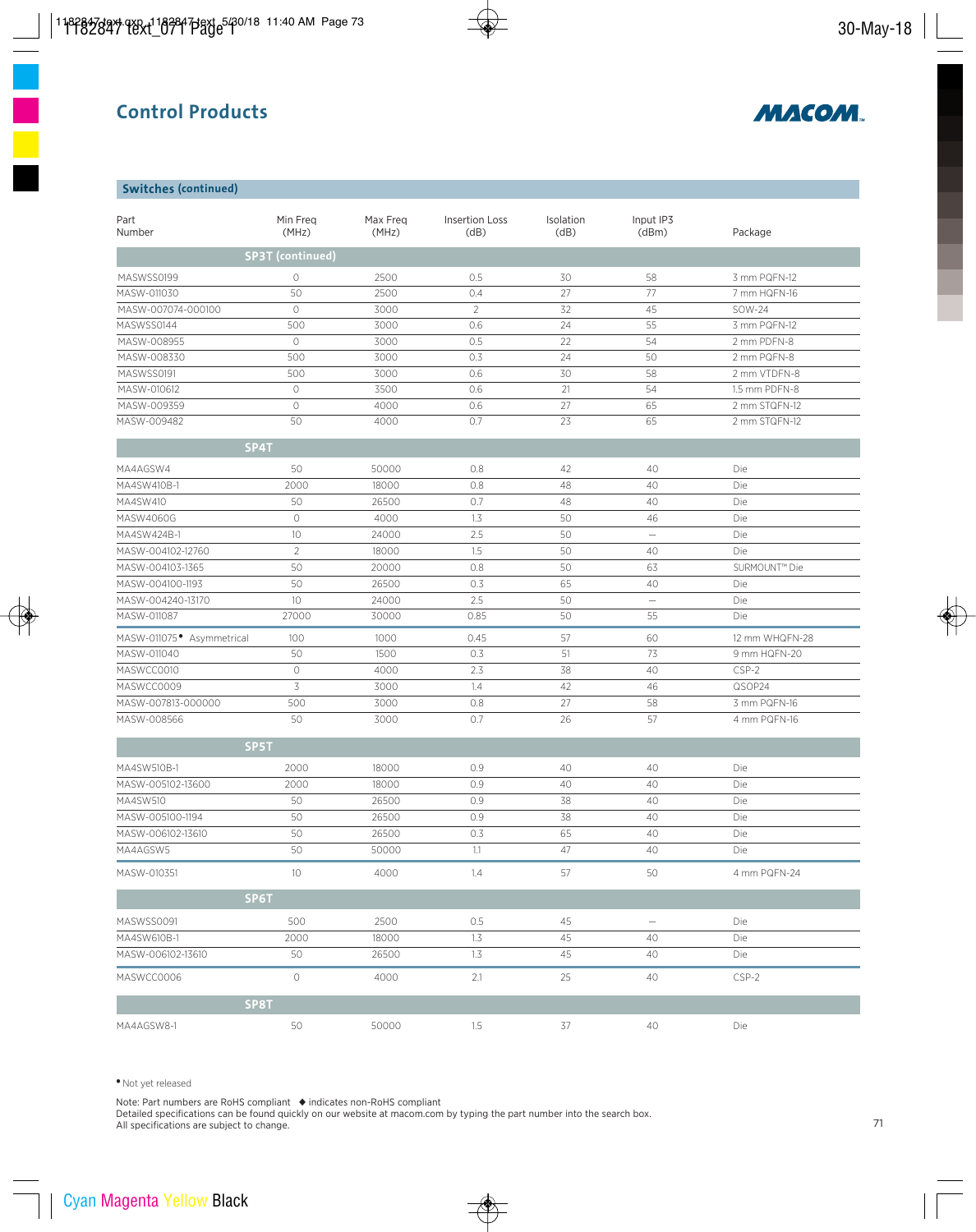# Control Products

## Switches (continued)

| Part Number | Min Freq (MHz) | Max Freq (MHz) | Insertion Loss (dB) | Isolation (dB) | Input IP3 (dBm) | Package |
|---|---|---|---|---|---|---|
| **SP3T (continued)** | | | | | | |
| MASWSS0199 | 0 | 2500 | 0.5 | 30 | 58 | 3 mm PQFN-12 |
| MASW-011030 | 50 | 2500 | 0.4 | 27 | 77 | 7 mm HQFN-16 |
| MASW-007074-000100 | 0 | 3000 | 2 | 32 | 45 | SOW-24 |
| MASWSS0144 | 500 | 3000 | 0.6 | 24 | 55 | 3 mm PQFN-12 |
| MASW-008955 | 0 | 3000 | 0.5 | 22 | 54 | 2 mm PDFN-8 |
| MASW-008330 | 500 | 3000 | 0.3 | 24 | 50 | 2 mm PQFN-8 |
| MASWSS0191 | 500 | 3000 | 0.6 | 30 | 58 | 2 mm VTDFN-8 |
| MASW-010612 | 0 | 3500 | 0.6 | 21 | 54 | 1.5 mm PDFN-8 |
| MASW-009359 | 0 | 4000 | 0.6 | 27 | 65 | 2 mm STQFN-12 |
| MASW-009482 | 50 | 4000 | 0.7 | 23 | 65 | 2 mm STQFN-12 |
| **SP4T** | | | | | | |
| MA4AGSW4 | 50 | 50000 | 0.8 | 42 | 40 | Die |
| MA4SW410B-1 | 2000 | 18000 | 0.8 | 48 | 40 | Die |
| MA4SW410 | 50 | 26500 | 0.7 | 48 | 40 | Die |
| MASW4060G | 0 | 4000 | 1.3 | 50 | 46 | Die |
| MA4SW424B-1 | 10 | 24000 | 2.5 | 50 | — | Die |
| MASW-004102-12760 | 2 | 18000 | 1.5 | 50 | 40 | Die |
| MASW-004103-1365 | 50 | 20000 | 0.8 | 50 | 63 | SURMOUNT™ Die |
| MASW-004100-1193 | 50 | 26500 | 0.3 | 65 | 40 | Die |
| MASW-004240-13170 | 10 | 24000 | 2.5 | 50 | — | Die |
| MASW-011087 | 27000 | 30000 | 0.85 | 50 | 55 | Die |
| MASW-011075• Asymmetrical | 100 | 1000 | 0.45 | 57 | 60 | 12 mm WHQFN-28 |
| MASW-011040 | 50 | 1500 | 0.3 | 51 | 73 | 9 mm HQFN-20 |
| MASWCC0010 | 0 | 4000 | 2.3 | 38 | 40 | CSP-2 |
| MASWCC0009 | 3 | 3000 | 1.4 | 42 | 46 | QSOP24 |
| MASW-007813-000000 | 500 | 3000 | 0.8 | 27 | 58 | 3 mm PQFN-16 |
| MASW-008566 | 50 | 3000 | 0.7 | 26 | 57 | 4 mm PQFN-16 |
| **SP5T** | | | | | | |
| MA4SW510B-1 | 2000 | 18000 | 0.9 | 40 | 40 | Die |
| MASW-005102-13600 | 2000 | 18000 | 0.9 | 40 | 40 | Die |
| MA4SW510 | 50 | 26500 | 0.9 | 38 | 40 | Die |
| MASW-005100-1194 | 50 | 26500 | 0.9 | 38 | 40 | Die |
| MASW-006102-13610 | 50 | 26500 | 0.3 | 65 | 40 | Die |
| MA4AGSW5 | 50 | 50000 | 1.1 | 47 | 40 | Die |
| MASW-010351 | 10 | 4000 | 1.4 | 57 | 50 | 4 mm PQFN-24 |
| **SP6T** | | | | | | |
| MASWSS0091 | 500 | 2500 | 0.5 | 45 | — | Die |
| MA4SW610B-1 | 2000 | 18000 | 1.3 | 45 | 40 | Die |
| MASW-006102-13610 | 50 | 26500 | 1.3 | 45 | 40 | Die |
| MASWCC0006 | 0 | 4000 | 2.1 | 25 | 40 | CSP-2 |
| **SP8T** | | | | | | |
| MA4AGSW8-1 | 50 | 50000 | 1.5 | 37 | 40 | Die |

• Not yet released

Note: Part numbers are RoHS compliant ◆ indicates non-RoHS compliant
Detailed specifications can be found quickly on our website at macom.com by typing the part number into the search box.
All specifications are subject to change.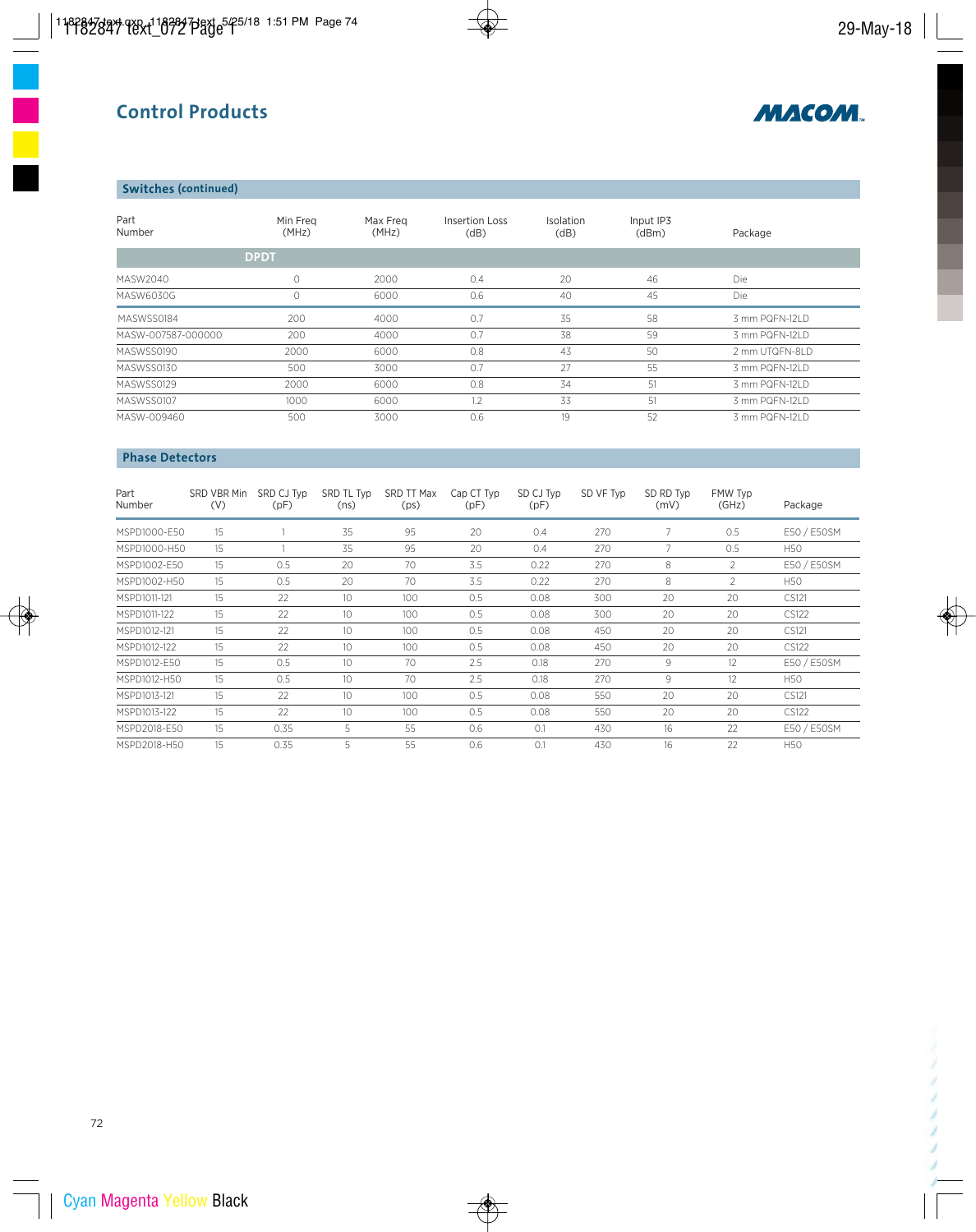## Control Products

MACOM

### Switches (continued)

| Part Number | Min Freq (MHz) | Max Freq (MHz) | Insertion Loss (dB) | Isolation (dB) | Input IP3 (dBm) | Package |
|---|---|---|---|---|---|---|
| **DPDT** | | | | | | |
| MASW2040 | 0 | 2000 | 0.4 | 20 | 46 | Die |
| MASW6030G | 0 | 6000 | 0.6 | 40 | 45 | Die |
| MASWSS0184 | 200 | 4000 | 0.7 | 35 | 58 | 3 mm PQFN-12LD |
| MASW-007587-000000 | 200 | 4000 | 0.7 | 38 | 59 | 3 mm PQFN-12LD |
| MASWSS0190 | 2000 | 6000 | 0.8 | 43 | 50 | 2 mm UTQFN-8LD |
| MASWSS0130 | 500 | 3000 | 0.7 | 27 | 55 | 3 mm PQFN-12LD |
| MASWSS0129 | 2000 | 6000 | 0.8 | 34 | 51 | 3 mm PQFN-12LD |
| MASWSS0107 | 1000 | 6000 | 1.2 | 33 | 51 | 3 mm PQFN-12LD |
| MASW-009460 | 500 | 3000 | 0.6 | 19 | 52 | 3 mm PQFN-12LD |

### Phase Detectors

| Part Number | SRD VBR Min (V) | SRD CJ Typ (pF) | SRD TL Typ (ns) | SRD TT Max (ps) | Cap CT Typ (pF) | SD CJ Typ (pF) | SD VF Typ | SD RD Typ (mV) | FMW Typ (GHz) | Package |
|---|---|---|---|---|---|---|---|---|---|---|
| MSPD1000-E50 | 15 | 1 | 35 | 95 | 20 | 0.4 | 270 | 7 | 0.5 | E50 / E50SM |
| MSPD1000-H50 | 15 | 1 | 35 | 95 | 20 | 0.4 | 270 | 7 | 0.5 | H50 |
| MSPD1002-E50 | 15 | 0.5 | 20 | 70 | 3.5 | 0.22 | 270 | 8 | 2 | E50 / E50SM |
| MSPD1002-H50 | 15 | 0.5 | 20 | 70 | 3.5 | 0.22 | 270 | 8 | 2 | H50 |
| MSPD1011-121 | 15 | 22 | 10 | 100 | 0.5 | 0.08 | 300 | 20 | 20 | CS121 |
| MSPD1011-122 | 15 | 22 | 10 | 100 | 0.5 | 0.08 | 300 | 20 | 20 | CS122 |
| MSPD1012-121 | 15 | 22 | 10 | 100 | 0.5 | 0.08 | 450 | 20 | 20 | CS121 |
| MSPD1012-122 | 15 | 22 | 10 | 100 | 0.5 | 0.08 | 450 | 20 | 20 | CS122 |
| MSPD1012-E50 | 15 | 0.5 | 10 | 70 | 2.5 | 0.18 | 270 | 9 | 12 | E50 / E50SM |
| MSPD1012-H50 | 15 | 0.5 | 10 | 70 | 2.5 | 0.18 | 270 | 9 | 12 | H50 |
| MSPD1013-121 | 15 | 22 | 10 | 100 | 0.5 | 0.08 | 550 | 20 | 20 | CS121 |
| MSPD1013-122 | 15 | 22 | 10 | 100 | 0.5 | 0.08 | 550 | 20 | 20 | CS122 |
| MSPD2018-E50 | 15 | 0.35 | 5 | 55 | 0.6 | 0.1 | 430 | 16 | 22 | E50 / E50SM |
| MSPD2018-H50 | 15 | 0.35 | 5 | 55 | 0.6 | 0.1 | 430 | 16 | 22 | H50 |